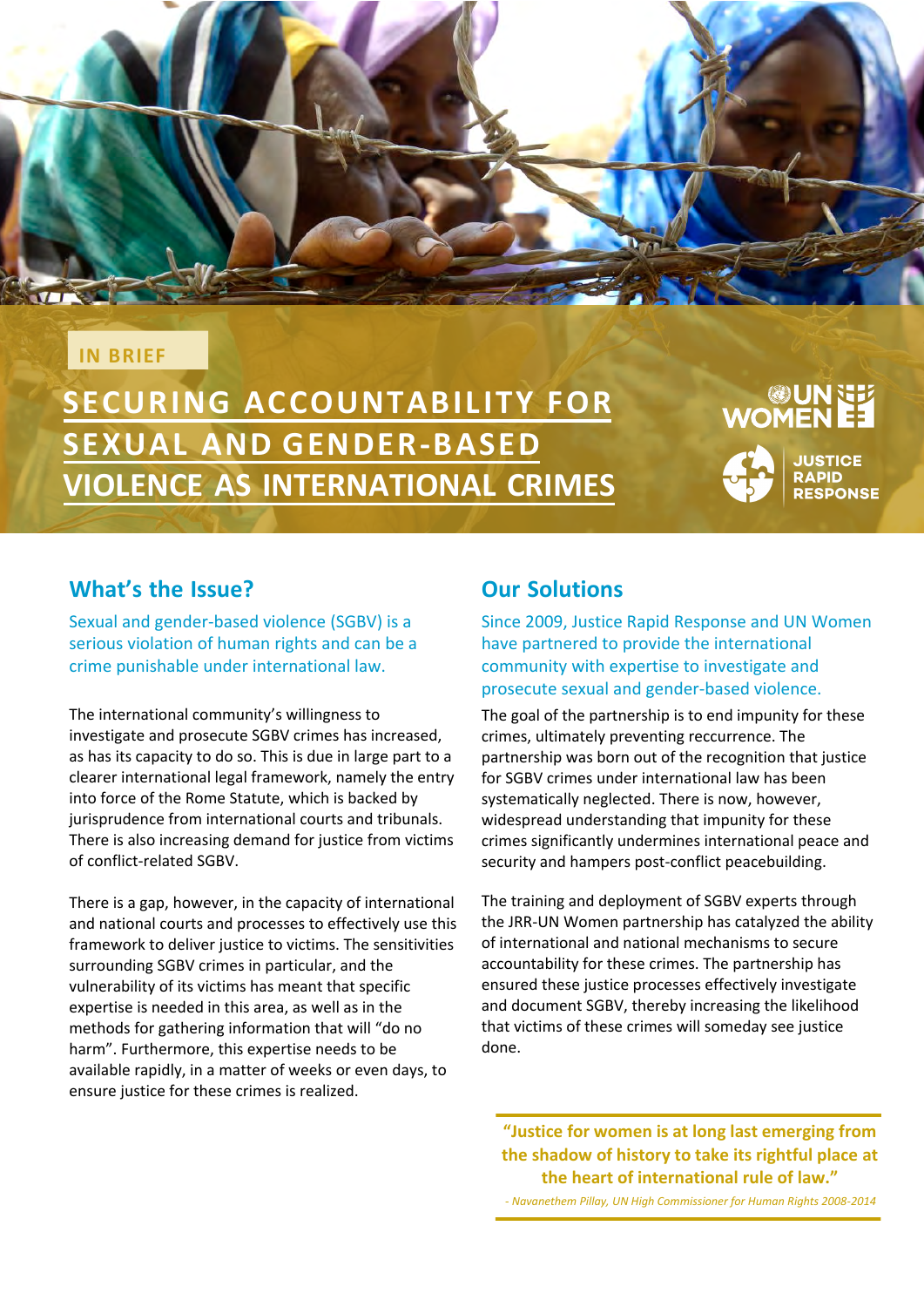IN BRIEF

# SECURING ACCOUNTABILITY FOR SEXUAL AND GENDER-BASED VIOLENCE AS INTERNATIONAL CRIMES

UN WOMEN

JUSTICE RAPID RESPONSE

## What's the Issue?

Sexual and gender-based violence (SGBV) is a serious violation of human rights and can be a crime punishable under international law.

The international community's willingness to investigate and prosecute SGBV crimes has increased, as has its capacity to do so. This is due in large part to a clearer international legal framework, namely the entry into force of the Rome Statute, which is backed by jurisprudence from international courts and tribunals. There is also increasing demand for justice from victims of conflict-related SGBV.

There is a gap, however, in the capacity of international and national courts and processes to effectively use this framework to deliver justice to victims. The sensitivities surrounding SGBV crimes in particular, and the vulnerability of its victims has meant that specific expertise is needed in this area, as well as in the methods for gathering information that will "do no harm". Furthermore, this expertise needs to be available rapidly, in a matter of weeks or even days, to ensure justice for these crimes is realized.

## Our Solutions

Since 2009, Justice Rapid Response and UN Women have partnered to provide the international community with expertise to investigate and prosecute sexual and gender-based violence.

The goal of the partnership is to end impunity for these crimes, ultimately preventing reccurrence. The partnership was born out of the recognition that justice for SGBV crimes under international law has been systematically neglected. There is now, however, widespread understanding that impunity for these crimes significantly undermines international peace and security and hampers post-conflict peacebuilding.

The training and deployment of SGBV experts through the JRR-UN Women partnership has catalyzed the ability of international and national mechanisms to secure accountability for these crimes. The partnership has ensured these justice processes effectively investigate and document SGBV, thereby increasing the likelihood that victims of these crimes will someday see justice done.

> **"Justice for women is at long last emerging from the shadow of history to take its rightful place at the heart of international rule of law."**
>
> *- Navanethem Pillay, UN High Commissioner for Human Rights 2008-2014*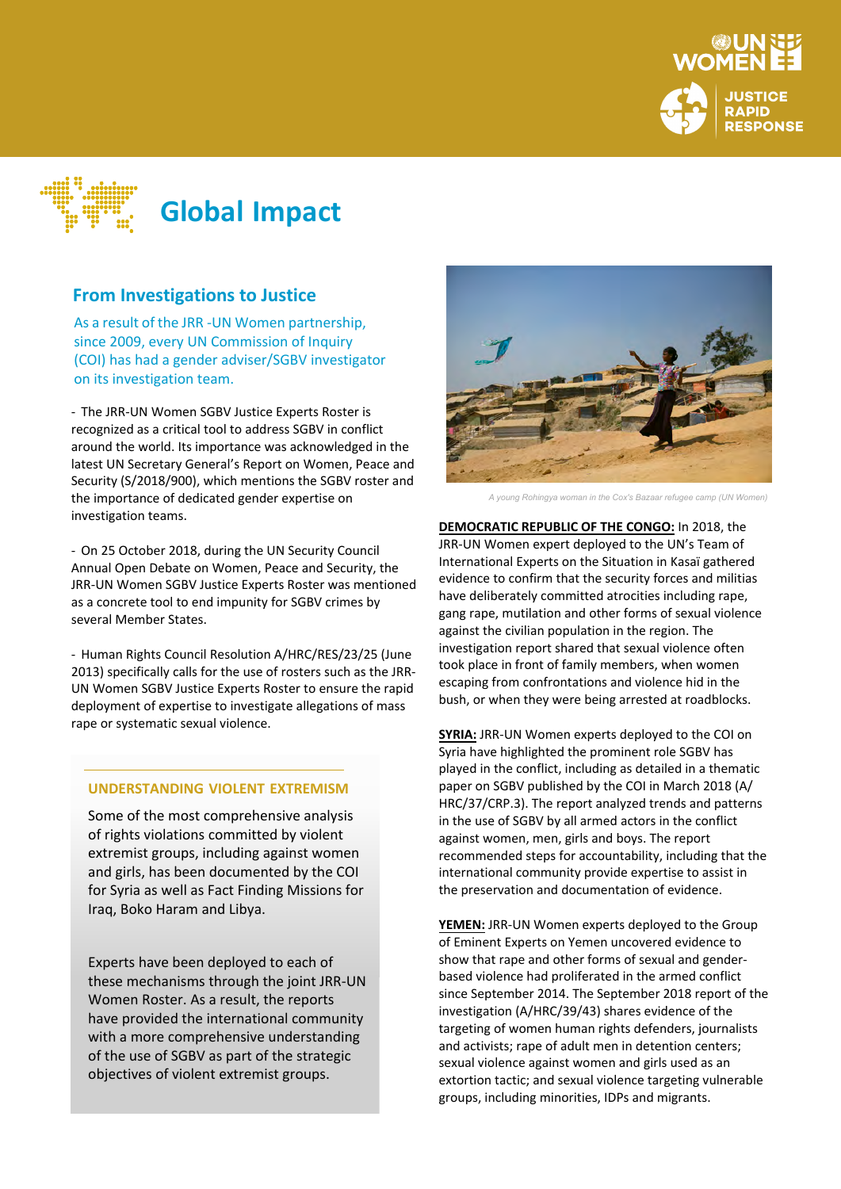# Global Impact

## From Investigations to Justice

As a result of the JRR -UN Women partnership, since 2009, every UN Commission of Inquiry (COI) has had a gender adviser/SGBV investigator on its investigation team.

- The JRR-UN Women SGBV Justice Experts Roster is recognized as a critical tool to address SGBV in conflict around the world. Its importance was acknowledged in the latest UN Secretary General's Report on Women, Peace and Security (S/2018/900), which mentions the SGBV roster and the importance of dedicated gender expertise on investigation teams.

- On 25 October 2018, during the UN Security Council Annual Open Debate on Women, Peace and Security, the JRR-UN Women SGBV Justice Experts Roster was mentioned as a concrete tool to end impunity for SGBV crimes by several Member States.

- Human Rights Council Resolution A/HRC/RES/23/25 (June 2013) specifically calls for the use of rosters such as the JRR-UN Women SGBV Justice Experts Roster to ensure the rapid deployment of expertise to investigate allegations of mass rape or systematic sexual violence.

### UNDERSTANDING VIOLENT EXTREMISM

Some of the most comprehensive analysis of rights violations committed by violent extremist groups, including against women and girls, has been documented by the COI for Syria as well as Fact Finding Missions for Iraq, Boko Haram and Libya.

Experts have been deployed to each of these mechanisms through the joint JRR-UN Women Roster. As a result, the reports have provided the international community with a more comprehensive understanding of the use of SGBV as part of the strategic objectives of violent extremist groups.

*A young Rohingya woman in the Cox's Bazaar refugee camp (UN Women)*

**DEMOCRATIC REPUBLIC OF THE CONGO:** In 2018, the JRR-UN Women expert deployed to the UN's Team of International Experts on the Situation in Kasaï gathered evidence to confirm that the security forces and militias have deliberately committed atrocities including rape, gang rape, mutilation and other forms of sexual violence against the civilian population in the region. The investigation report shared that sexual violence often took place in front of family members, when women escaping from confrontations and violence hid in the bush, or when they were being arrested at roadblocks.

**SYRIA:** JRR-UN Women experts deployed to the COI on Syria have highlighted the prominent role SGBV has played in the conflict, including as detailed in a thematic paper on SGBV published by the COI in March 2018 (A/HRC/37/CRP.3). The report analyzed trends and patterns in the use of SGBV by all armed actors in the conflict against women, men, girls and boys. The report recommended steps for accountability, including that the international community provide expertise to assist in the preservation and documentation of evidence.

**YEMEN:** JRR-UN Women experts deployed to the Group of Eminent Experts on Yemen uncovered evidence to show that rape and other forms of sexual and gender-based violence had proliferated in the armed conflict since September 2014. The September 2018 report of the investigation (A/HRC/39/43) shares evidence of the targeting of women human rights defenders, journalists and activists; rape of adult men in detention centers; sexual violence against women and girls used as an extortion tactic; and sexual violence targeting vulnerable groups, including minorities, IDPs and migrants.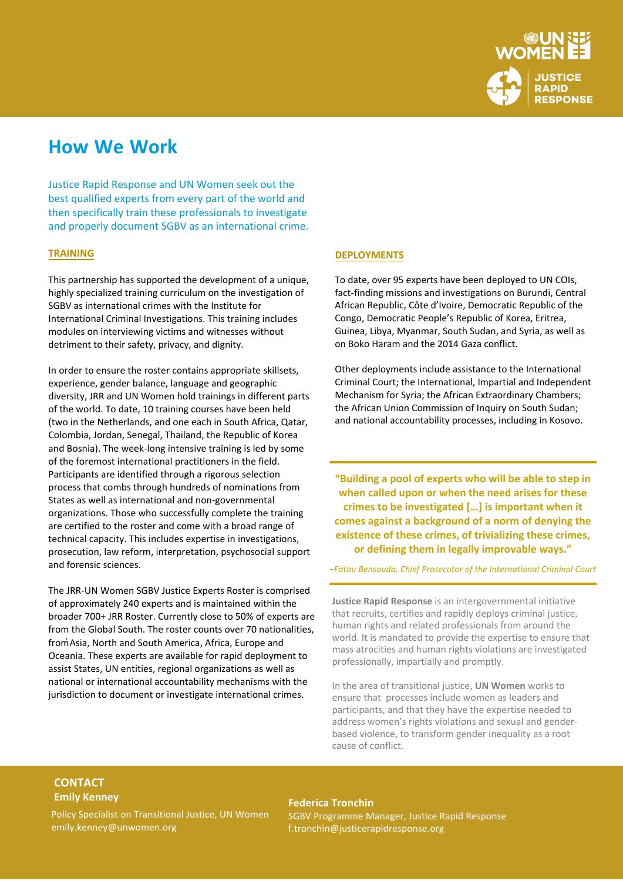# How We Work

Justice Rapid Response and UN Women seek out the best qualified experts from every part of the world and then specifically train these professionals to investigate and properly document SGBV as an international crime.

## TRAINING

This partnership has supported the development of a unique, highly specialized training curriculum on the investigation of SGBV as international crimes with the Institute for International Criminal Investigations. This training includes modules on interviewing victims and witnesses without detriment to their safety, privacy, and dignity.

In order to ensure the roster contains appropriate skillsets, experience, gender balance, language and geographic diversity, JRR and UN Women hold trainings in different parts of the world. To date, 10 training courses have been held (two in the Netherlands, and one each in South Africa, Qatar, Colombia, Jordan, Senegal, Thailand, the Republic of Korea and Bosnia). The week-long intensive training is led by some of the foremost international practitioners in the field. Participants are identified through a rigorous selection process that combs through hundreds of nominations from States as well as international and non-governmental organizations. Those who successfully complete the training are certified to the roster and come with a broad range of technical capacity. This includes expertise in investigations, prosecution, law reform, interpretation, psychosocial support and forensic sciences.

The JRR-UN Women SGBV Justice Experts Roster is comprised of approximately 240 experts and is maintained within the broader 700+ JRR Roster. Currently close to 50% of experts are from the Global South. The roster counts over 70 nationalities, from Asia, North and South America, Africa, Europe and Oceania. These experts are available for rapid deployment to assist States, UN entities, regional organizations as well as national or international accountability mechanisms with the jurisdiction to document or investigate international crimes.

## DEPLOYMENTS

To date, over 95 experts have been deployed to UN COIs, fact-finding missions and investigations on Burundi, Central African Republic, Côte d'Ivoire, Democratic Republic of the Congo, Democratic People's Republic of Korea, Eritrea, Guinea, Libya, Myanmar, South Sudan, and Syria, as well as on Boko Haram and the 2014 Gaza conflict.

Other deployments include assistance to the International Criminal Court; the International, Impartial and Independent Mechanism for Syria; the African Extraordinary Chambers; the African Union Commission of Inquiry on South Sudan; and national accountability processes, including in Kosovo.

**"Building a pool of experts who will be able to step in when called upon or when the need arises for these crimes to be investigated […] is important when it comes against a background of a norm of denying the existence of these crimes, of trivializing these crimes, or defining them in legally improvable ways."**

*–Fatou Bensouda, Chief Prosecutor of the International Criminal Court*

**Justice Rapid Response** is an intergovernmental initiative that recruits, certifies and rapidly deploys criminal justice, human rights and related professionals from around the world. It is mandated to provide the expertise to ensure that mass atrocities and human rights violations are investigated professionally, impartially and promptly.

In the area of transitional justice, **UN Women** works to ensure that processes include women as leaders and participants, and that they have the expertise needed to address women's rights violations and sexual and gender-based violence, to transform gender inequality as a root cause of conflict.

**CONTACT**

**Emily Kenney**
Policy Specialist on Transitional Justice, UN Women
emily.kenney@unwomen.org

**Federica Tronchin**
SGBV Programme Manager, Justice Rapid Response
f.tronchin@justicerapidresponse.org